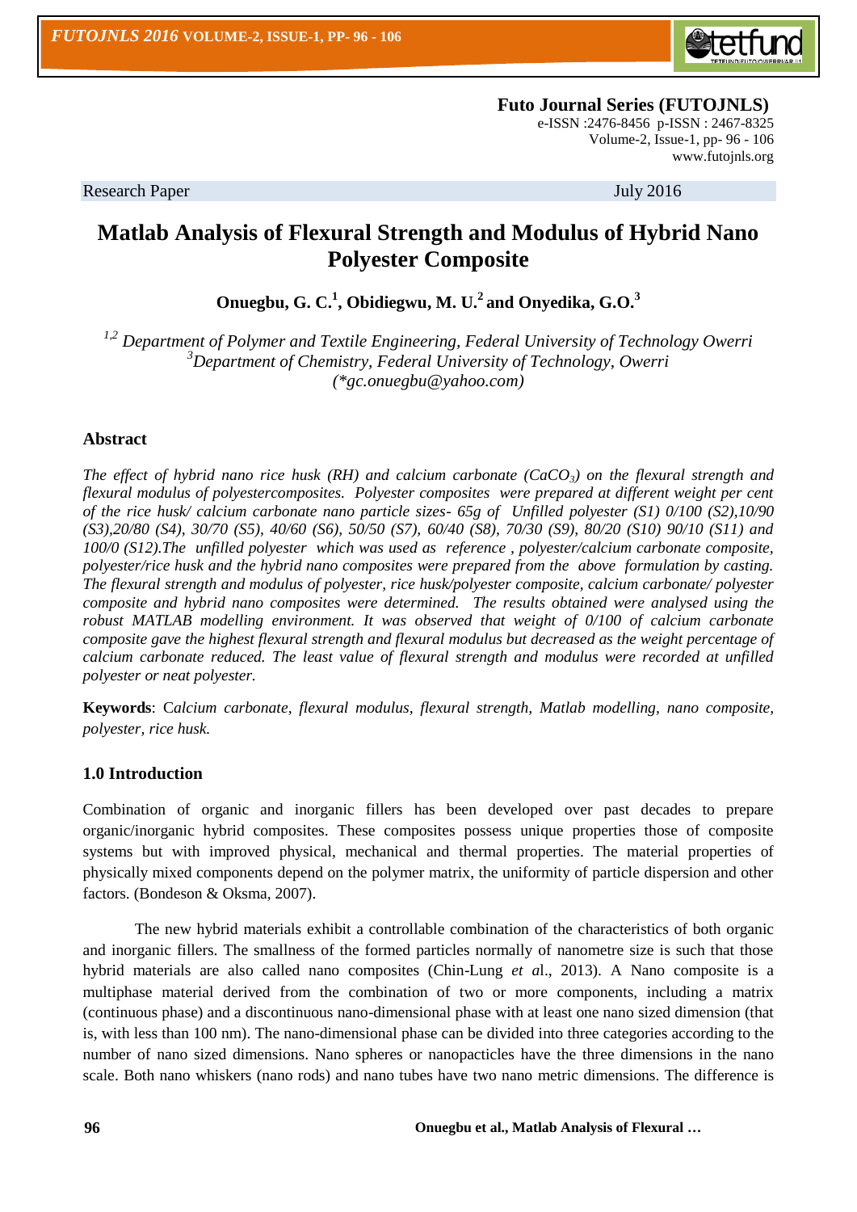**Futo Journal Series (FUTOJNLS)**
e-ISSN :2476-8456 p-ISSN : 2467-8325
Volume-2, Issue-1, pp- 96 - 106
www.futojnls.org

Research Paper July 2016

# Matlab Analysis of Flexural Strength and Modulus of Hybrid Nano Polyester Composite

**Onuegbu, G. C.[1], Obidiegwu, M. U.[2] and Onyedika, G.O.[3]**

*[1,2] Department of Polymer and Textile Engineering, Federal University of Technology Owerri*
*[3]Department of Chemistry, Federal University of Technology, Owerri*
*(\*gc.onuegbu@yahoo.com)*

## Abstract

*The effect of hybrid nano rice husk (RH) and calcium carbonate ($CaCO_3$) on the flexural strength and flexural modulus of polyestercomposites. Polyester composites were prepared at different weight per cent of the rice husk/ calcium carbonate nano particle sizes- 65g of Unfilled polyester (S1) 0/100 (S2),10/90 (S3),20/80 (S4), 30/70 (S5), 40/60 (S6), 50/50 (S7), 60/40 (S8), 70/30 (S9), 80/20 (S10) 90/10 (S11) and 100/0 (S12).The unfilled polyester which was used as reference , polyester/calcium carbonate composite, polyester/rice husk and the hybrid nano composites were prepared from the above formulation by casting. The flexural strength and modulus of polyester, rice husk/polyester composite, calcium carbonate/ polyester composite and hybrid nano composites were determined. The results obtained were analysed using the robust MATLAB modelling environment. It was observed that weight of 0/100 of calcium carbonate composite gave the highest flexural strength and flexural modulus but decreased as the weight percentage of calcium carbonate reduced. The least value of flexural strength and modulus were recorded at unfilled polyester or neat polyester.*

**Keywords**: C*alcium carbonate, flexural modulus, flexural strength, Matlab modelling, nano composite, polyester, rice husk.*

## 1.0 Introduction

Combination of organic and inorganic fillers has been developed over past decades to prepare organic/inorganic hybrid composites. These composites possess unique properties those of composite systems but with improved physical, mechanical and thermal properties. The material properties of physically mixed components depend on the polymer matrix, the uniformity of particle dispersion and other factors. (Bondeson & Oksma, 2007).

The new hybrid materials exhibit a controllable combination of the characteristics of both organic and inorganic fillers. The smallness of the formed particles normally of nanometre size is such that those hybrid materials are also called nano composites (Chin-Lung *et a*l., 2013). A Nano composite is a multiphase material derived from the combination of two or more components, including a matrix (continuous phase) and a discontinuous nano-dimensional phase with at least one nano sized dimension (that is, with less than 100 nm). The nano-dimensional phase can be divided into three categories according to the number of nano sized dimensions. Nano spheres or nanopacticles have the three dimensions in the nano scale. Both nano whiskers (nano rods) and nano tubes have two nano metric dimensions. The difference is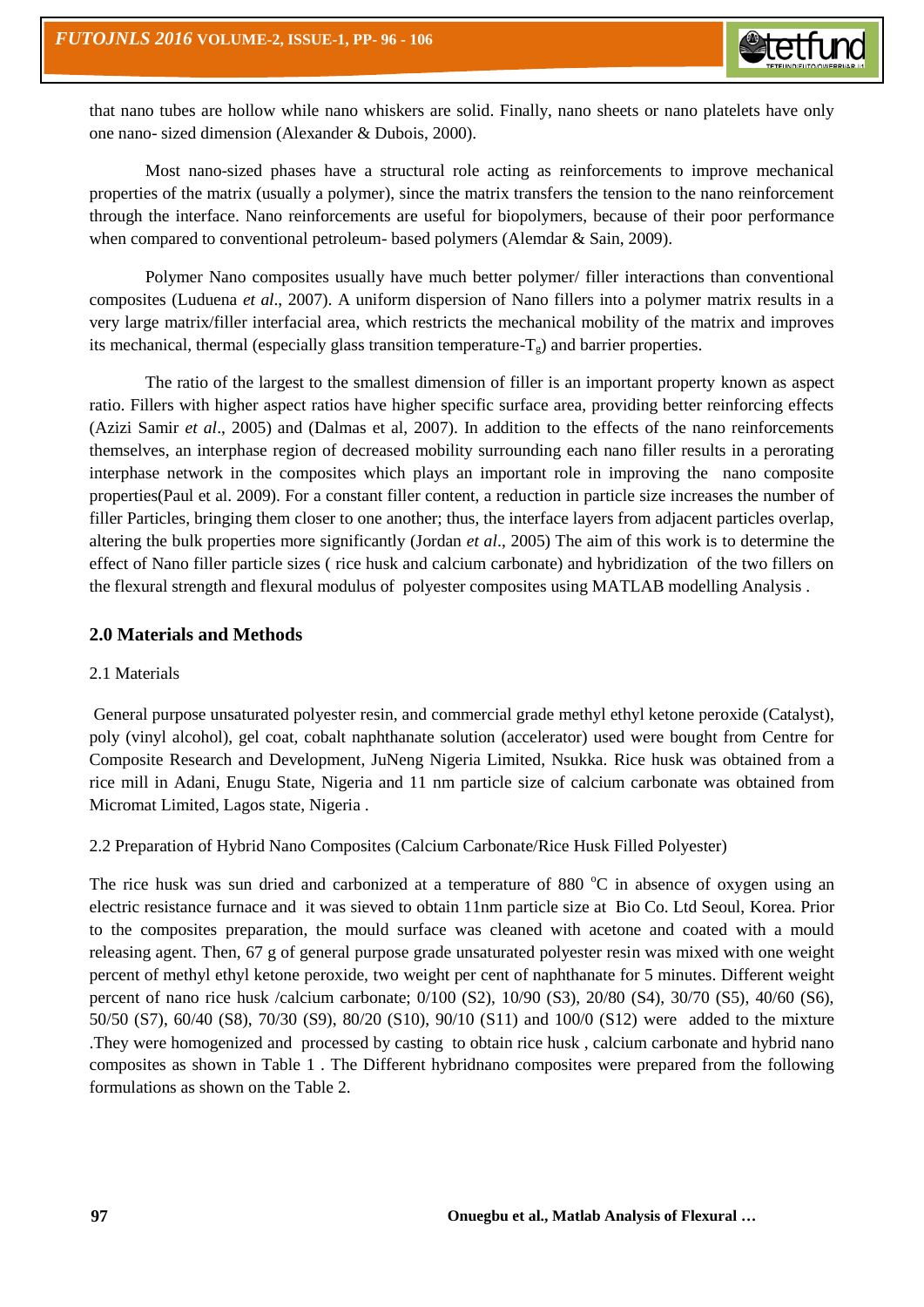that nano tubes are hollow while nano whiskers are solid. Finally, nano sheets or nano platelets have only one nano- sized dimension (Alexander & Dubois, 2000).

Most nano-sized phases have a structural role acting as reinforcements to improve mechanical properties of the matrix (usually a polymer), since the matrix transfers the tension to the nano reinforcement through the interface. Nano reinforcements are useful for biopolymers, because of their poor performance when compared to conventional petroleum- based polymers (Alemdar & Sain, 2009).

Polymer Nano composites usually have much better polymer/ filler interactions than conventional composites (Luduena *et al*., 2007). A uniform dispersion of Nano fillers into a polymer matrix results in a very large matrix/filler interfacial area, which restricts the mechanical mobility of the matrix and improves its mechanical, thermal (especially glass transition temperature-$T_g$) and barrier properties.

The ratio of the largest to the smallest dimension of filler is an important property known as aspect ratio. Fillers with higher aspect ratios have higher specific surface area, providing better reinforcing effects (Azizi Samir *et al*., 2005) and (Dalmas et al, 2007). In addition to the effects of the nano reinforcements themselves, an interphase region of decreased mobility surrounding each nano filler results in a perorating interphase network in the composites which plays an important role in improving the nano composite properties(Paul et al. 2009). For a constant filler content, a reduction in particle size increases the number of filler Particles, bringing them closer to one another; thus, the interface layers from adjacent particles overlap, altering the bulk properties more significantly (Jordan *et al*., 2005) The aim of this work is to determine the effect of Nano filler particle sizes ( rice husk and calcium carbonate) and hybridization of the two fillers on the flexural strength and flexural modulus of polyester composites using MATLAB modelling Analysis .

## 2.0 Materials and Methods

### 2.1 Materials

General purpose unsaturated polyester resin, and commercial grade methyl ethyl ketone peroxide (Catalyst), poly (vinyl alcohol), gel coat, cobalt naphthanate solution (accelerator) used were bought from Centre for Composite Research and Development, JuNeng Nigeria Limited, Nsukka. Rice husk was obtained from a rice mill in Adani, Enugu State, Nigeria and 11 nm particle size of calcium carbonate was obtained from Micromat Limited, Lagos state, Nigeria .

### 2.2 Preparation of Hybrid Nano Composites (Calcium Carbonate/Rice Husk Filled Polyester)

The rice husk was sun dried and carbonized at a temperature of 880 $^{o}$C in absence of oxygen using an electric resistance furnace and it was sieved to obtain 11nm particle size at Bio Co. Ltd Seoul, Korea. Prior to the composites preparation, the mould surface was cleaned with acetone and coated with a mould releasing agent. Then, 67 g of general purpose grade unsaturated polyester resin was mixed with one weight percent of methyl ethyl ketone peroxide, two weight per cent of naphthanate for 5 minutes. Different weight percent of nano rice husk /calcium carbonate; 0/100 (S2), 10/90 (S3), 20/80 (S4), 30/70 (S5), 40/60 (S6), 50/50 (S7), 60/40 (S8), 70/30 (S9), 80/20 (S10), 90/10 (S11) and 100/0 (S12) were added to the mixture .They were homogenized and processed by casting to obtain rice husk , calcium carbonate and hybrid nano composites as shown in Table 1 . The Different hybridnano composites were prepared from the following formulations as shown on the Table 2.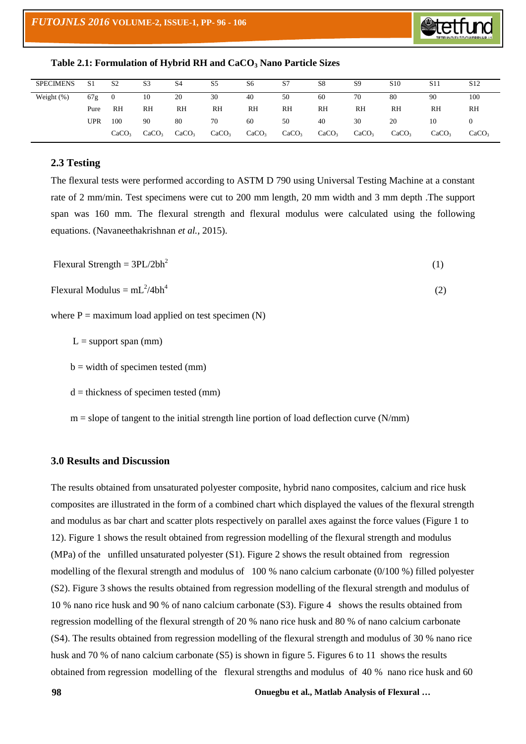**Table 2.1: Formulation of Hybrid RH and $CaCO_3$ Nano Particle Sizes**

| SPECIMENS | S1 | S2 | S3 | S4 | S5 | S6 | S7 | S8 | S9 | S10 | S11 | S12 |
|---|---|---|---|---|---|---|---|---|---|---|---|---|
| Weight (%) | 67g | 0 | 10 | 20 | 30 | 40 | 50 | 60 | 70 | 80 | 90 | 100 |
| | Pure | RH | RH | RH | RH | RH | RH | RH | RH | RH | RH | RH |
| | UPR | 100 | 90 | 80 | 70 | 60 | 50 | 40 | 30 | 20 | 10 | 0 |
| | | $CaCO_3$ | $CaCO_3$ | $CaCO_3$ | $CaCO_3$ | $CaCO_3$ | $CaCO_3$ | $CaCO_3$ | $CaCO_3$ | $CaCO_3$ | $CaCO_3$ | $CaCO_3$ |

### 2.3 Testing

The flexural tests were performed according to ASTM D 790 using Universal Testing Machine at a constant rate of 2 mm/min. Test specimens were cut to 200 mm length, 20 mm width and 3 mm depth .The support span was 160 mm. The flexural strength and flexural modulus were calculated using the following equations. (Navaneethakrishnan *et al.,* 2015).

$$\text{Flexural Strength} = 3PL/2bh^2 \quad (1)$$

$$\text{Flexural Modulus} = mL^2/4bh^4 \quad (2)$$

where P = maximum load applied on test specimen (N)

L = support span (mm)

b = width of specimen tested (mm)

d = thickness of specimen tested (mm)

m = slope of tangent to the initial strength line portion of load deflection curve (N/mm)

## 3.0 Results and Discussion

The results obtained from unsaturated polyester composite, hybrid nano composites, calcium and rice husk composites are illustrated in the form of a combined chart which displayed the values of the flexural strength and modulus as bar chart and scatter plots respectively on parallel axes against the force values (Figure 1 to 12). Figure 1 shows the result obtained from regression modelling of the flexural strength and modulus (MPa) of the unfilled unsaturated polyester (S1). Figure 2 shows the result obtained from regression modelling of the flexural strength and modulus of 100 % nano calcium carbonate (0/100 %) filled polyester (S2). Figure 3 shows the results obtained from regression modelling of the flexural strength and modulus of 10 % nano rice husk and 90 % of nano calcium carbonate (S3). Figure 4 shows the results obtained from regression modelling of the flexural strength of 20 % nano rice husk and 80 % of nano calcium carbonate (S4). The results obtained from regression modelling of the flexural strength and modulus of 30 % nano rice husk and 70 % of nano calcium carbonate (S5) is shown in figure 5. Figures 6 to 11 shows the results obtained from regression modelling of the flexural strengths and modulus of 40 % nano rice husk and 60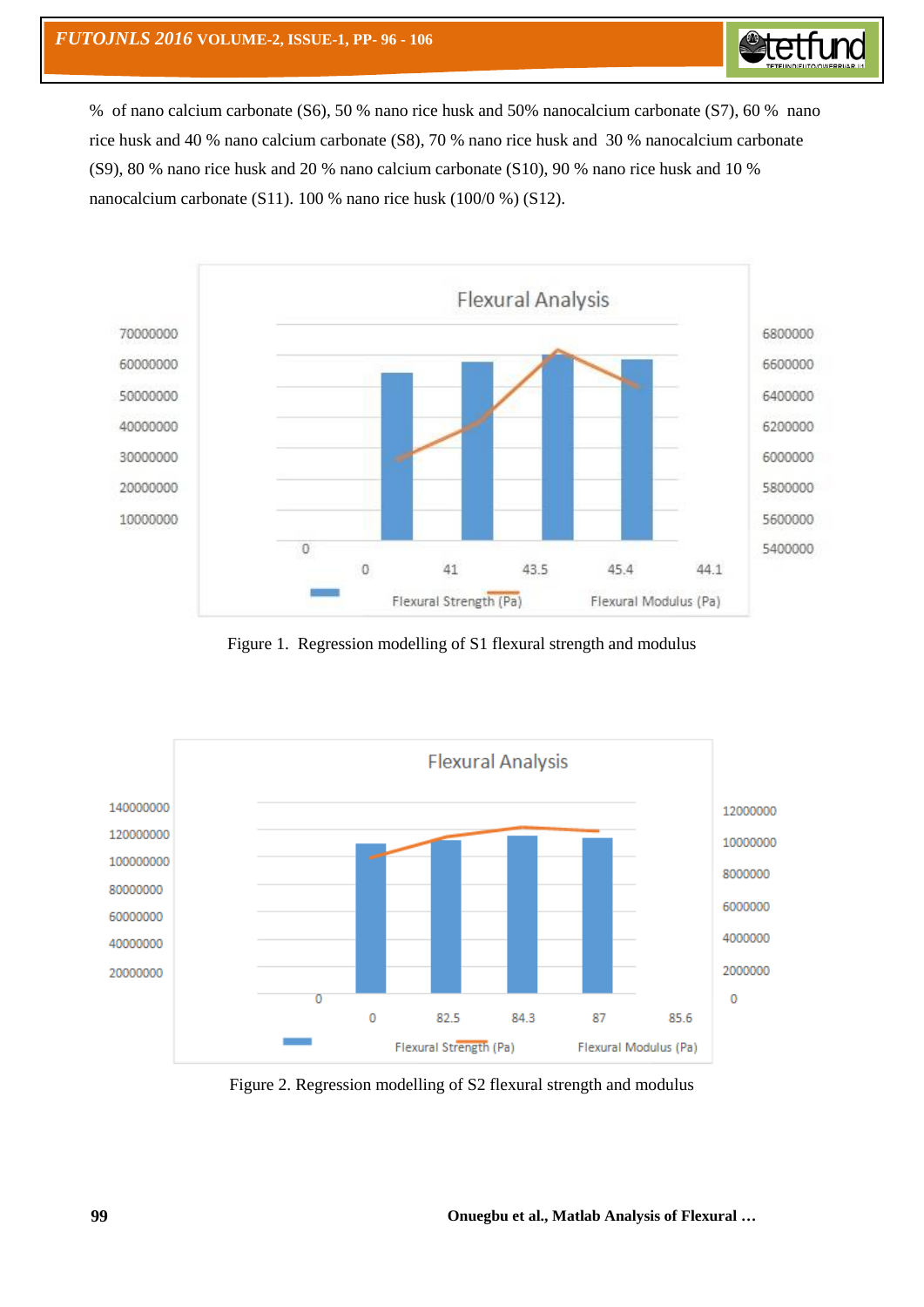% of nano calcium carbonate (S6), 50 % nano rice husk and 50% nanocalcium carbonate (S7), 60 % nano rice husk and 40 % nano calcium carbonate (S8), 70 % nano rice husk and 30 % nanocalcium carbonate (S9), 80 % nano rice husk and 20 % nano calcium carbonate (S10), 90 % nano rice husk and 10 % nanocalcium carbonate (S11). 100 % nano rice husk (100/0 %) (S12).

Flexural Analysis

70000000
60000000
50000000
40000000
30000000
20000000
10000000
0

6800000
6600000
6400000
6200000
6000000
5800000
5600000
5400000

0
41
43.5
45.4
44.1

Flexural Strength (Pa)
Flexural Modulus (Pa)

Figure 1. Regression modelling of S1 flexural strength and modulus

Flexural Analysis

140000000
120000000
100000000
80000000
60000000
40000000
20000000
0

12000000
10000000
8000000
6000000
4000000
2000000
0

0
82.5
84.3
87
85.6

Flexural Strength (Pa)
Flexural Modulus (Pa)

Figure 2. Regression modelling of S2 flexural strength and modulus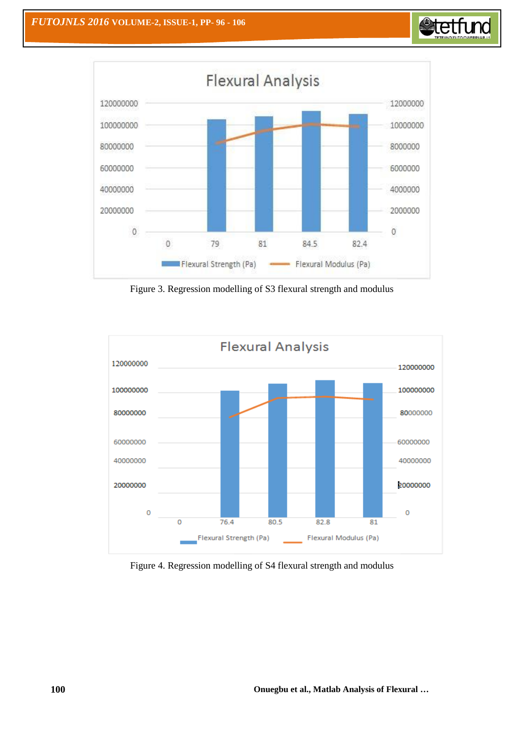Figure 3. Regression modelling of S3 flexural strength and modulus

Figure 4. Regression modelling of S4 flexural strength and modulus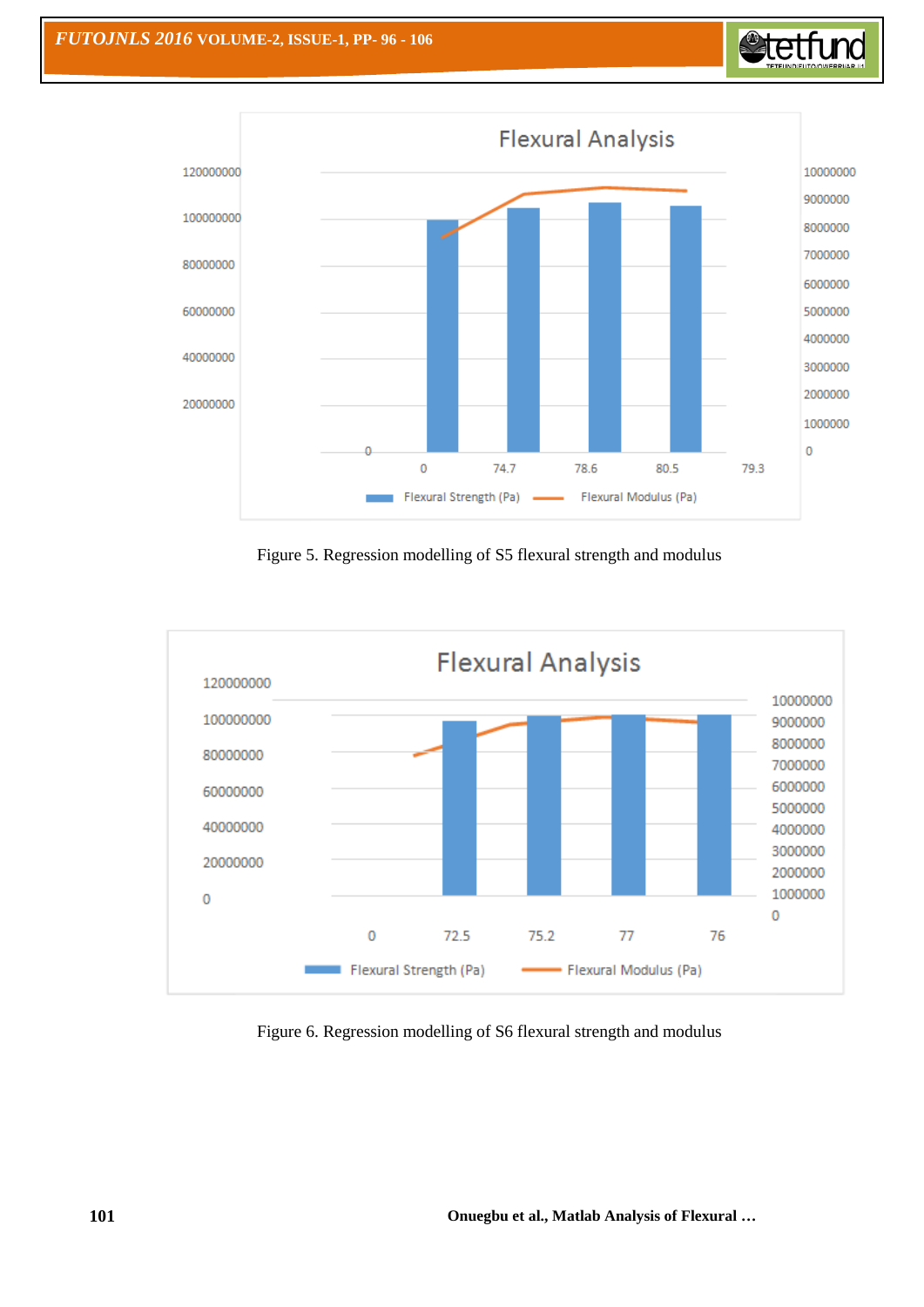Flexural Analysis

120000000
100000000
80000000
60000000
40000000
20000000
0

10000000
9000000
8000000
7000000
6000000
5000000
4000000
3000000
2000000
1000000
0

0
74.7
78.6
80.5
79.3

Flexural Strength (Pa) Flexural Modulus (Pa)

Figure 5. Regression modelling of S5 flexural strength and modulus

Flexural Analysis

120000000
100000000
80000000
60000000
40000000
20000000
0

10000000
9000000
8000000
7000000
6000000
5000000
4000000
3000000
2000000
1000000
0

0
72.5
75.2
77
76

Flexural Strength (Pa) Flexural Modulus (Pa)

Figure 6. Regression modelling of S6 flexural strength and modulus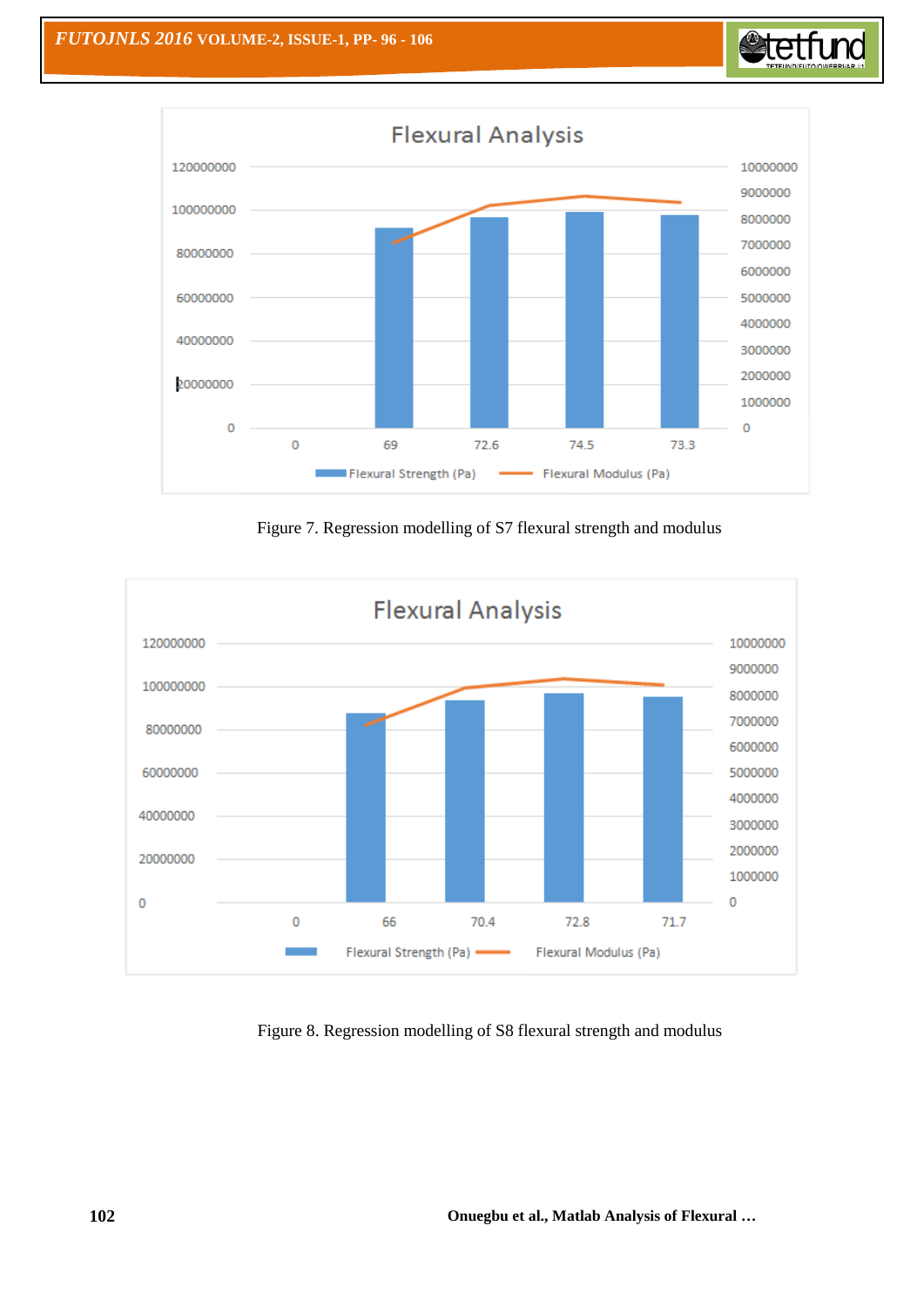Flexural Analysis

120000000
100000000
80000000
60000000
40000000
20000000
0

10000000
9000000
8000000
7000000
6000000
5000000
4000000
3000000
2000000
1000000
0

0
69
72.6
74.5
73.3

Flexural Strength (Pa)
Flexural Modulus (Pa)

Figure 7. Regression modelling of S7 flexural strength and modulus

Flexural Analysis

120000000
100000000
80000000
60000000
40000000
20000000
0

10000000
9000000
8000000
7000000
6000000
5000000
4000000
3000000
2000000
1000000
0

0
66
70.4
72.8
71.7

Flexural Strength (Pa)
Flexural Modulus (Pa)

Figure 8. Regression modelling of S8 flexural strength and modulus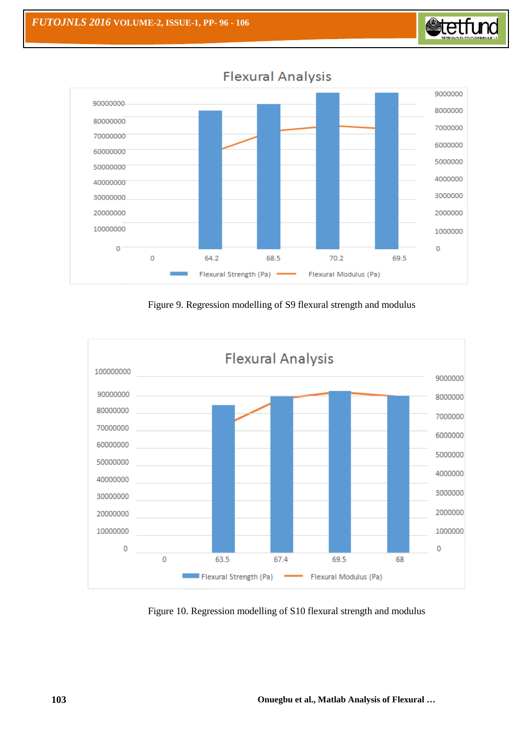Flexural Analysis

90000000
80000000
70000000
60000000
50000000
40000000
30000000
20000000
10000000
0

9000000
8000000
7000000
6000000
5000000
4000000
3000000
2000000
1000000
0

0
64.2
68.5
70.2
69.5

Flexural Strength (Pa)
Flexural Modulus (Pa)

Figure 9. Regression modelling of S9 flexural strength and modulus

Flexural Analysis

100000000
90000000
80000000
70000000
60000000
50000000
40000000
30000000
20000000
10000000
0

9000000
8000000
7000000
6000000
5000000
4000000
3000000
2000000
1000000
0

0
63.5
67.4
69.5
68

Flexural Strength (Pa)
Flexural Modulus (Pa)

Figure 10. Regression modelling of S10 flexural strength and modulus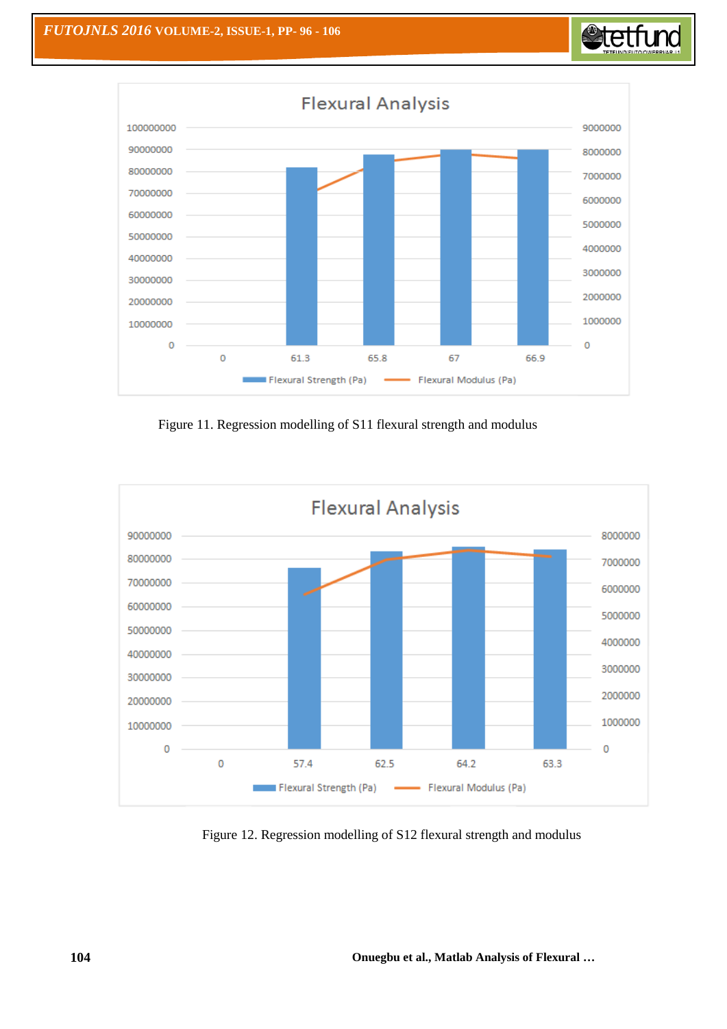Figure 11. Regression modelling of S11 flexural strength and modulus

Figure 12. Regression modelling of S12 flexural strength and modulus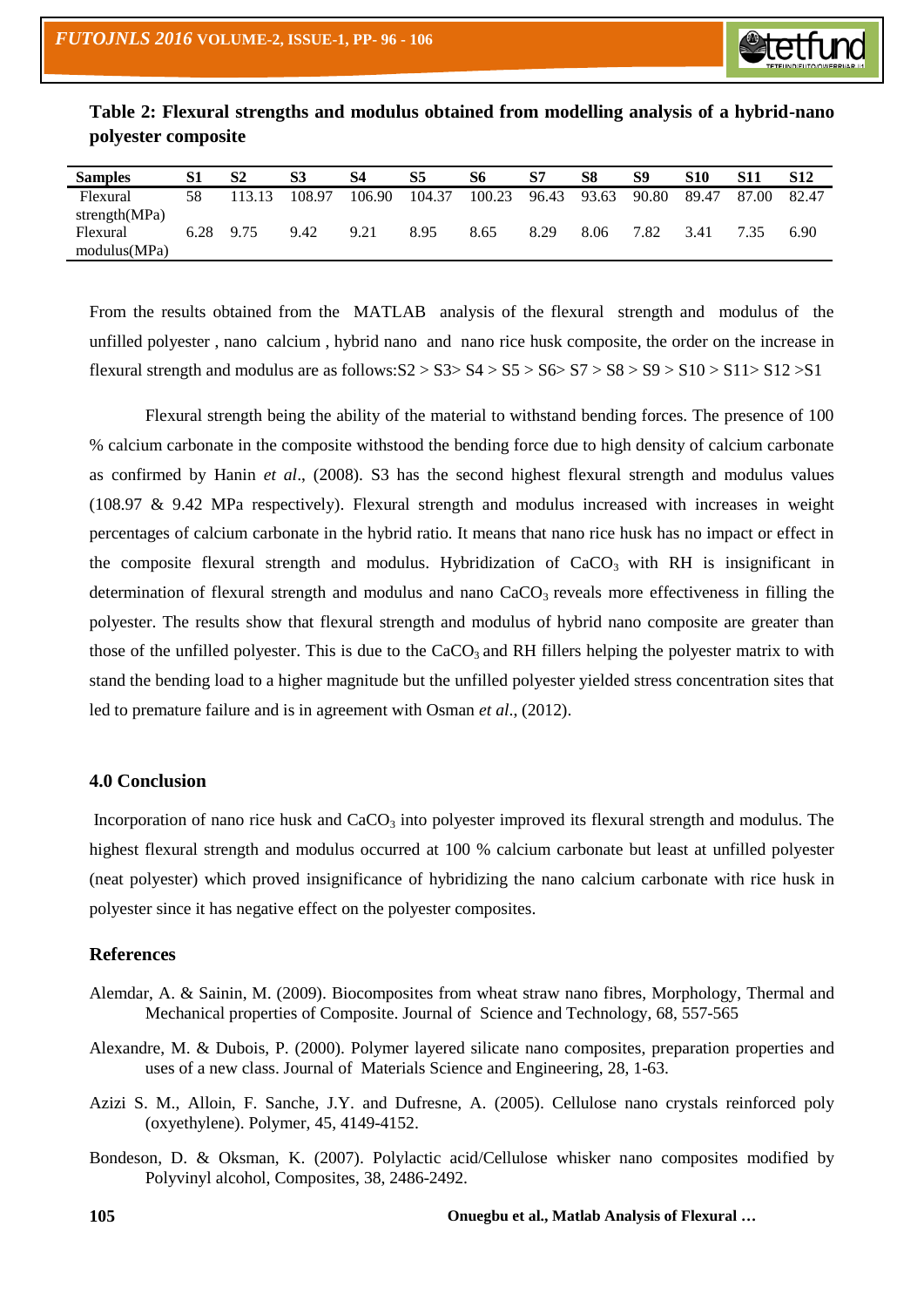**Table 2: Flexural strengths and modulus obtained from modelling analysis of a hybrid-nano polyester composite**

| Samples | S1 | S2 | S3 | S4 | S5 | S6 | S7 | S8 | S9 | S10 | S11 | S12 |
|---|---|---|---|---|---|---|---|---|---|---|---|---|
| Flexural strength(MPa) | 58 | 113.13 | 108.97 | 106.90 | 104.37 | 100.23 | 96.43 | 93.63 | 90.80 | 89.47 | 87.00 | 82.47 |
| Flexural modulus(MPa) | 6.28 | 9.75 | 9.42 | 9.21 | 8.95 | 8.65 | 8.29 | 8.06 | 7.82 | 3.41 | 7.35 | 6.90 |

From the results obtained from the MATLAB analysis of the flexural strength and modulus of the unfilled polyester , nano calcium , hybrid nano and nano rice husk composite, the order on the increase in flexural strength and modulus are as follows:S2 > S3> S4 > S5 > S6> S7 > S8 > S9 > S10 > S11> S12 >S1

Flexural strength being the ability of the material to withstand bending forces. The presence of 100 % calcium carbonate in the composite withstood the bending force due to high density of calcium carbonate as confirmed by Hanin *et al*., (2008). S3 has the second highest flexural strength and modulus values (108.97 & 9.42 MPa respectively). Flexural strength and modulus increased with increases in weight percentages of calcium carbonate in the hybrid ratio. It means that nano rice husk has no impact or effect in the composite flexural strength and modulus. Hybridization of $CaCO_3$ with RH is insignificant in determination of flexural strength and modulus and nano $CaCO_3$ reveals more effectiveness in filling the polyester. The results show that flexural strength and modulus of hybrid nano composite are greater than those of the unfilled polyester. This is due to the $CaCO_3$ and RH fillers helping the polyester matrix to with stand the bending load to a higher magnitude but the unfilled polyester yielded stress concentration sites that led to premature failure and is in agreement with Osman *et al*., (2012).

### 4.0 Conclusion

Incorporation of nano rice husk and $CaCO_3$ into polyester improved its flexural strength and modulus. The highest flexural strength and modulus occurred at 100 % calcium carbonate but least at unfilled polyester (neat polyester) which proved insignificance of hybridizing the nano calcium carbonate with rice husk in polyester since it has negative effect on the polyester composites.

### References

Alemdar, A. & Sainin, M. (2009). Biocomposites from wheat straw nano fibres, Morphology, Thermal and Mechanical properties of Composite. Journal of Science and Technology, 68, 557-565

Alexandre, M. & Dubois, P. (2000). Polymer layered silicate nano composites, preparation properties and uses of a new class. Journal of Materials Science and Engineering, 28, 1-63.

Azizi S. M., Alloin, F. Sanche, J.Y. and Dufresne, A. (2005). Cellulose nano crystals reinforced poly (oxyethylene). Polymer, 45, 4149-4152.

Bondeson, D. & Oksman, K. (2007). Polylactic acid/Cellulose whisker nano composites modified by Polyvinyl alcohol, Composites, 38, 2486-2492.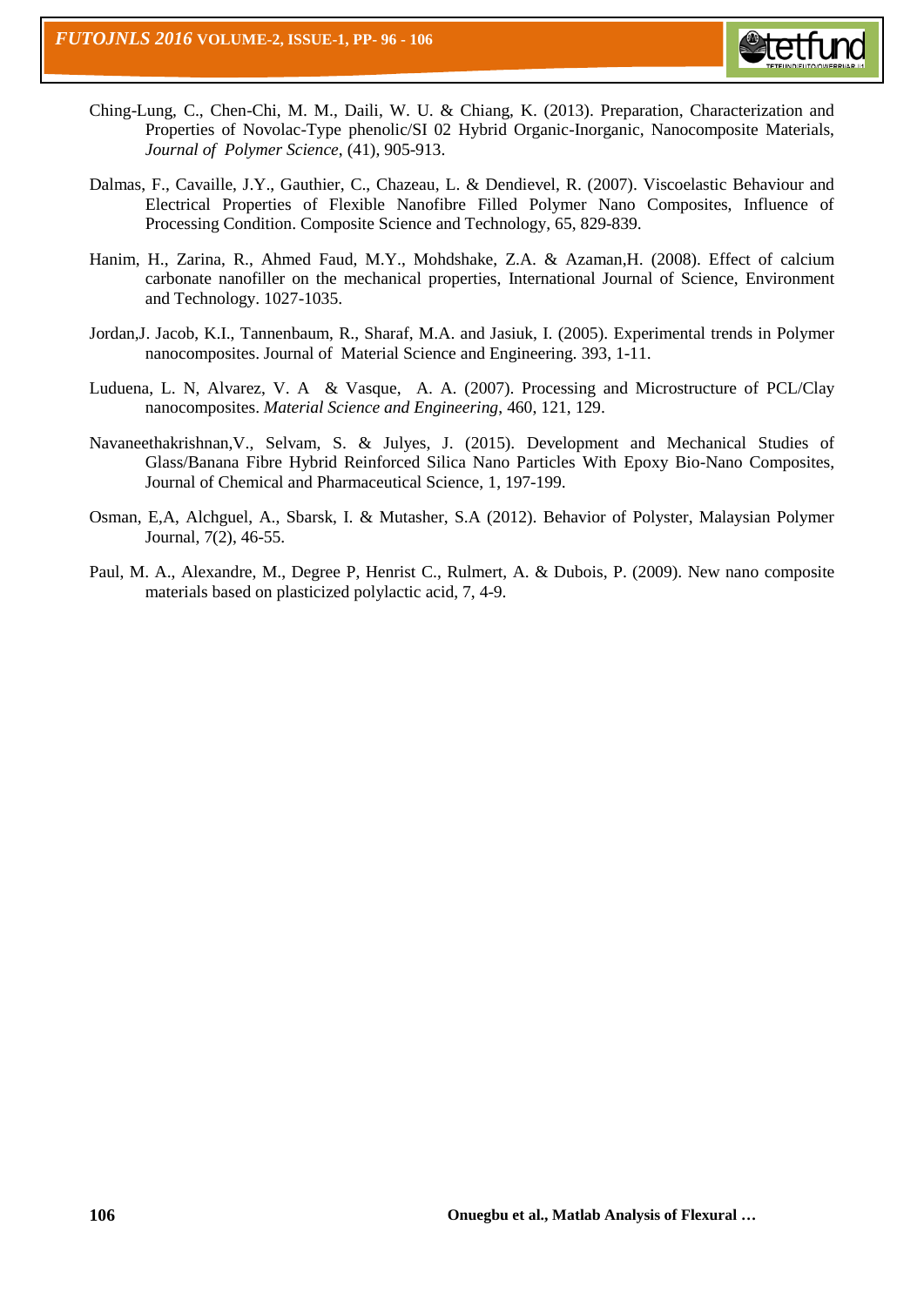Ching-Lung, C., Chen-Chi, M. M., Daili, W. U. & Chiang, K. (2013). Preparation, Characterization and Properties of Novolac-Type phenolic/SI 02 Hybrid Organic-Inorganic, Nanocomposite Materials, *Journal of Polymer Science*, (41), 905-913.

Dalmas, F., Cavaille, J.Y., Gauthier, C., Chazeau, L. & Dendievel, R. (2007). Viscoelastic Behaviour and Electrical Properties of Flexible Nanofibre Filled Polymer Nano Composites, Influence of Processing Condition. Composite Science and Technology, 65, 829-839.

Hanim, H., Zarina, R., Ahmed Faud, M.Y., Mohdshake, Z.A. & Azaman,H. (2008). Effect of calcium carbonate nanofiller on the mechanical properties, International Journal of Science, Environment and Technology. 1027-1035.

Jordan,J. Jacob, K.I., Tannenbaum, R., Sharaf, M.A. and Jasiuk, I. (2005). Experimental trends in Polymer nanocomposites. Journal of Material Science and Engineering. 393, 1-11.

Luduena, L. N, Alvarez, V. A & Vasque, A. A. (2007). Processing and Microstructure of PCL/Clay nanocomposites. *Material Science and Engineering*, 460, 121, 129.

Navaneethakrishnan,V., Selvam, S. & Julyes, J. (2015). Development and Mechanical Studies of Glass/Banana Fibre Hybrid Reinforced Silica Nano Particles With Epoxy Bio-Nano Composites, Journal of Chemical and Pharmaceutical Science, 1, 197-199.

Osman, E,A, Alchguel, A., Sbarsk, I. & Mutasher, S.A (2012). Behavior of Polyster, Malaysian Polymer Journal, 7(2), 46-55.

Paul, M. A., Alexandre, M., Degree P, Henrist C., Rulmert, A. & Dubois, P. (2009). New nano composite materials based on plasticized polylactic acid, 7, 4-9.